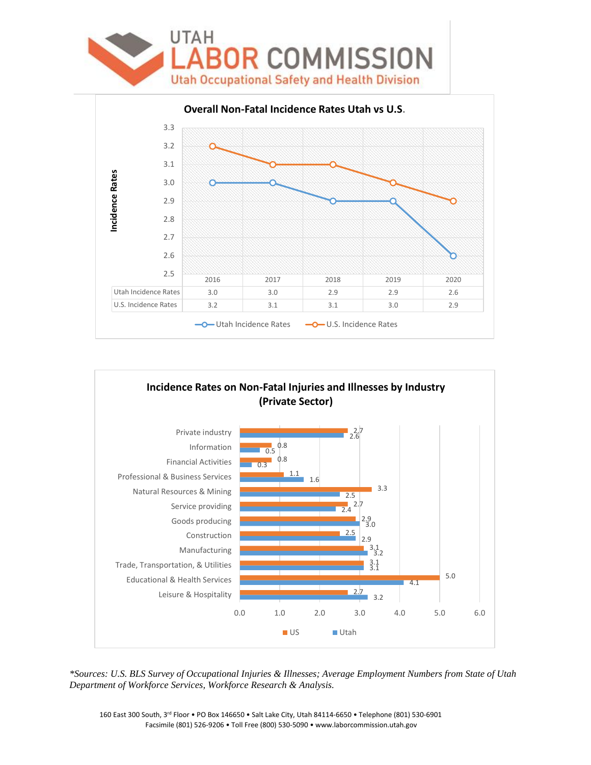# UTAH LABOR COMMISSION

## Utah Occupational Safety and Health Division

### Overall Non-Fatal Incidence Rates Utah vs U.S.

| | 2016 | 2017 | 2018 | 2019 | 2020 |
|---|---|---|---|---|---|
| Utah Incidence Rates | 3.0 | 3.0 | 2.9 | 2.9 | 2.6 |
| U.S. Incidence Rates | 3.2 | 3.1 | 3.1 | 3.0 | 2.9 |

### Incidence Rates on Non-Fatal Injuries and Illnesses by Industry (Private Sector)

| Industry | US | Utah |
|---|---|---|
| Private industry | 2.7 | 2.6 |
| Information | 0.8 | 0.5 |
| Financial Activities | 0.8 | 0.3 |
| Professional & Business Services | 1.1 | 1.6 |
| Natural Resources & Mining | 3.3 | 2.5 |
| Service providing | 2.7 | 2.4 |
| Goods producing | 2.9 | 3.0 |
| Construction | 2.5 | 2.9 |
| Manufacturing | 3.1 | 3.2 |
| Trade, Transportation, & Utilities | 3.1 | 3.1 |
| Educational & Health Services | 5.0 | 4.1 |
| Leisure & Hospitality | 2.7 | 3.2 |

*\*Sources: U.S. BLS Survey of Occupational Injuries & Illnesses; Average Employment Numbers from State of Utah Department of Workforce Services, Workforce Research & Analysis.*

160 East 300 South, 3rd Floor • PO Box 146650 • Salt Lake City, Utah 84114-6650 • Telephone (801) 530-6901
Facsimile (801) 526-9206 • Toll Free (800) 530-5090 • www.laborcommission.utah.gov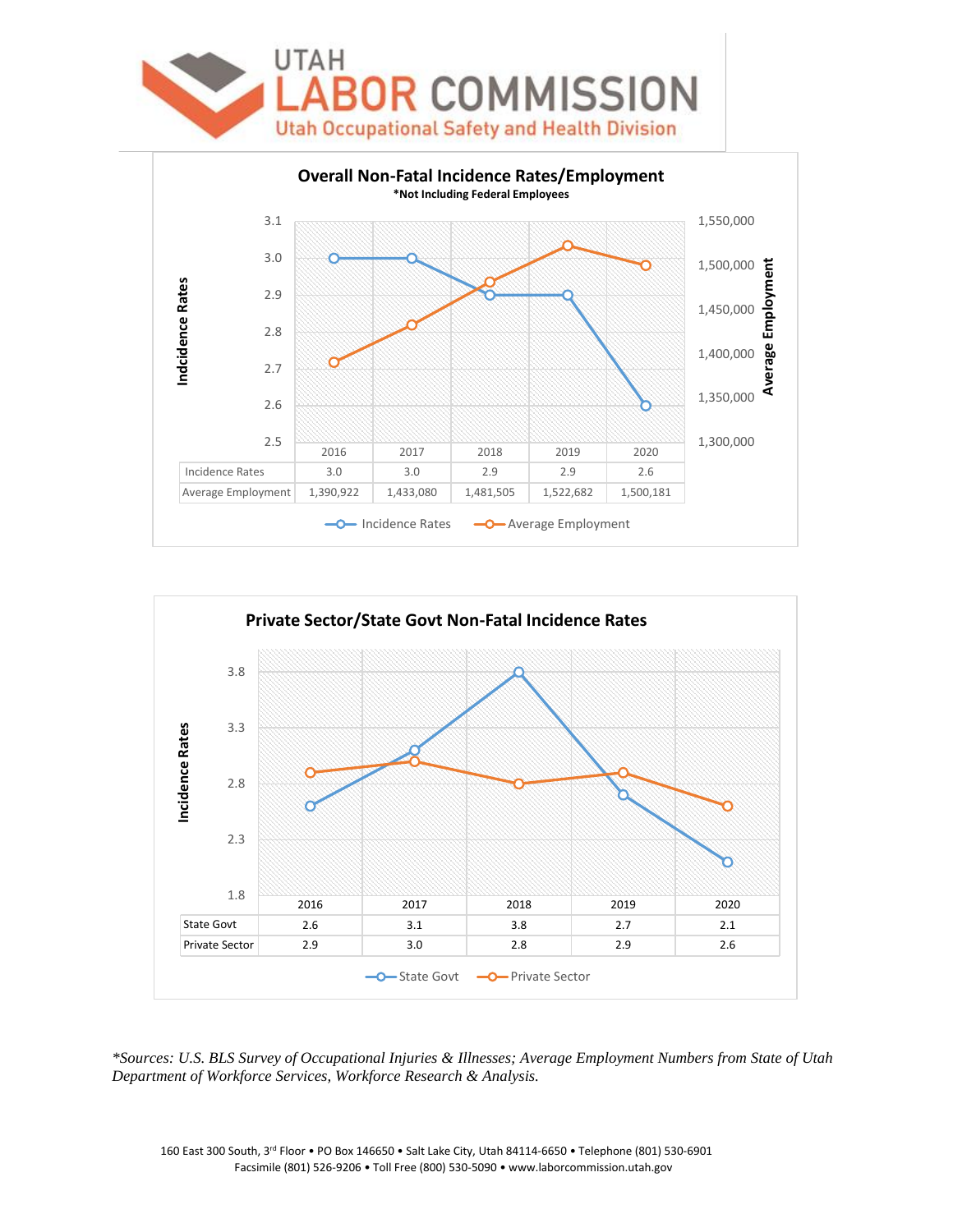# UTAH LABOR COMMISSION

Utah Occupational Safety and Health Division

## Overall Non-Fatal Incidence Rates/Employment

**\*Not Including Federal Employees**

| | 2016 | 2017 | 2018 | 2019 | 2020 |
|---|---|---|---|---|---|
| Incidence Rates | 3.0 | 3.0 | 2.9 | 2.9 | 2.6 |
| Average Employment | 1,390,922 | 1,433,080 | 1,481,505 | 1,522,682 | 1,500,181 |

## Private Sector/State Govt Non-Fatal Incidence Rates

| | 2016 | 2017 | 2018 | 2019 | 2020 |
|---|---|---|---|---|---|
| State Govt | 2.6 | 3.1 | 3.8 | 2.7 | 2.1 |
| Private Sector | 2.9 | 3.0 | 2.8 | 2.9 | 2.6 |

*\*Sources: U.S. BLS Survey of Occupational Injuries & Illnesses; Average Employment Numbers from State of Utah Department of Workforce Services, Workforce Research & Analysis.*

160 East 300 South, 3rd Floor • PO Box 146650 • Salt Lake City, Utah 84114-6650 • Telephone (801) 530-6901
Facsimile (801) 526-9206 • Toll Free (800) 530-5090 • www.laborcommission.utah.gov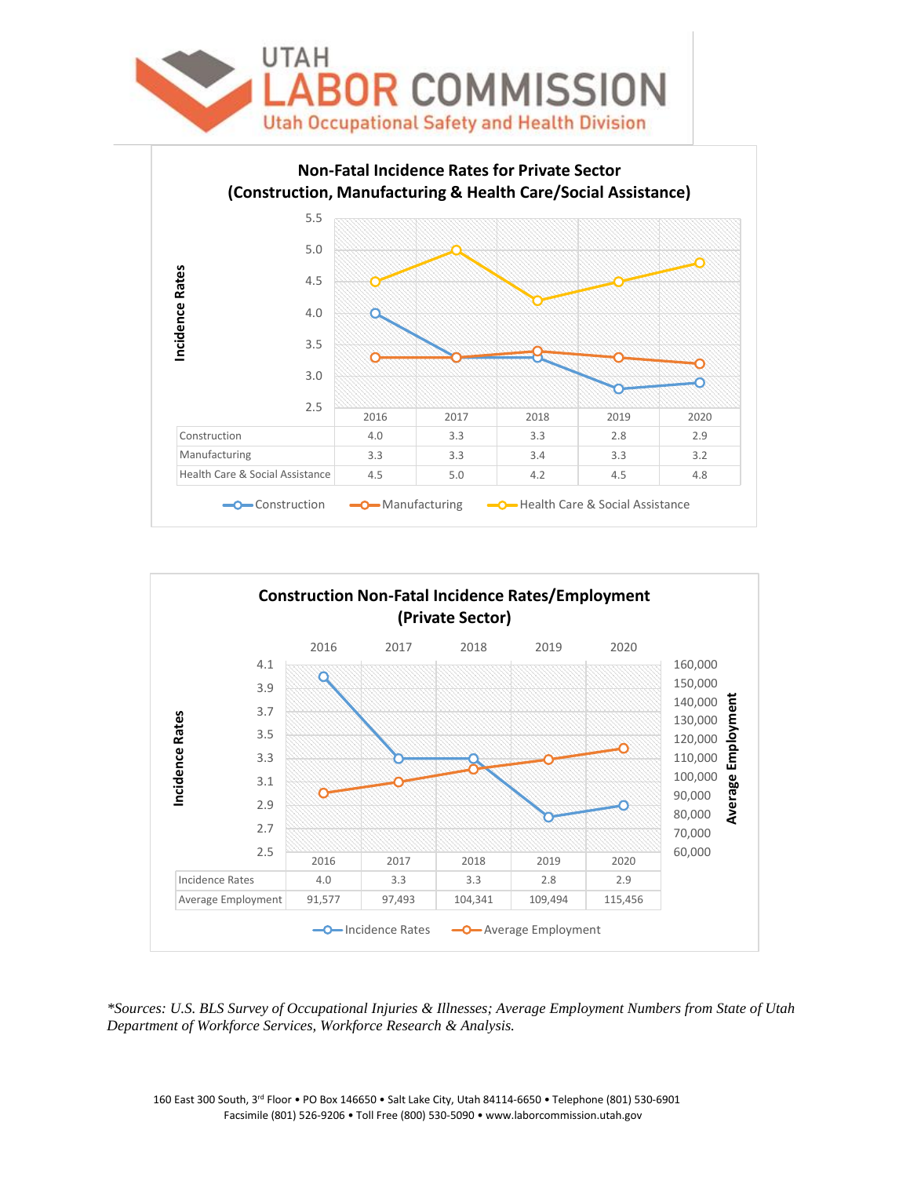# UTAH LABOR COMMISSION
## Utah Occupational Safety and Health Division

### Non-Fatal Incidence Rates for Private Sector (Construction, Manufacturing & Health Care/Social Assistance)

| | 2016 | 2017 | 2018 | 2019 | 2020 |
|---|---|---|---|---|---|
| Construction | 4.0 | 3.3 | 3.3 | 2.8 | 2.9 |
| Manufacturing | 3.3 | 3.3 | 3.4 | 3.3 | 3.2 |
| Health Care & Social Assistance | 4.5 | 5.0 | 4.2 | 4.5 | 4.8 |

### Construction Non-Fatal Incidence Rates/Employment (Private Sector)

| | 2016 | 2017 | 2018 | 2019 | 2020 |
|---|---|---|---|---|---|
| Incidence Rates | 4.0 | 3.3 | 3.3 | 2.8 | 2.9 |
| Average Employment | 91,577 | 97,493 | 104,341 | 109,494 | 115,456 |

*\*Sources: U.S. BLS Survey of Occupational Injuries & Illnesses; Average Employment Numbers from State of Utah Department of Workforce Services, Workforce Research & Analysis.*

160 East 300 South, 3rd Floor • PO Box 146650 • Salt Lake City, Utah 84114-6650 • Telephone (801) 530-6901
Facsimile (801) 526-9206 • Toll Free (800) 530-5090 • www.laborcommission.utah.gov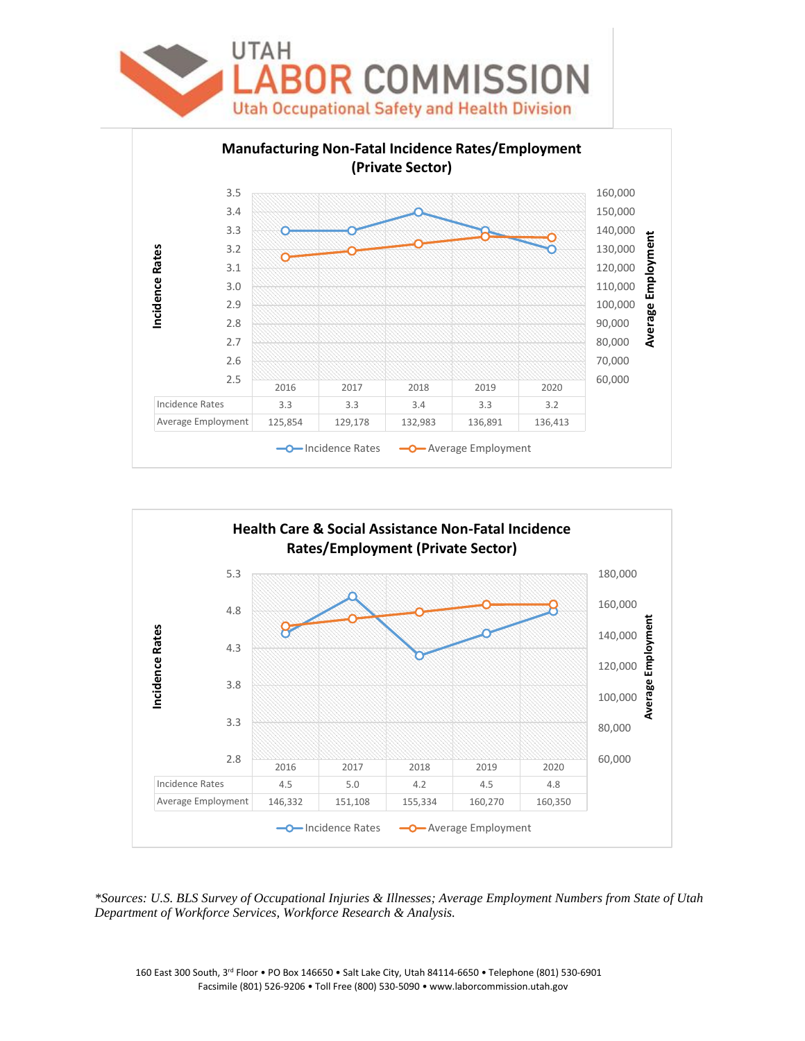## Manufacturing Non-Fatal Incidence Rates/Employment (Private Sector)

| | 2016 | 2017 | 2018 | 2019 | 2020 |
|---|---|---|---|---|---|
| Incidence Rates | 3.3 | 3.3 | 3.4 | 3.3 | 3.2 |
| Average Employment | 125,854 | 129,178 | 132,983 | 136,891 | 136,413 |

## Health Care & Social Assistance Non-Fatal Incidence Rates/Employment (Private Sector)

| | 2016 | 2017 | 2018 | 2019 | 2020 |
|---|---|---|---|---|---|
| Incidence Rates | 4.5 | 5.0 | 4.2 | 4.5 | 4.8 |
| Average Employment | 146,332 | 151,108 | 155,334 | 160,270 | 160,350 |

*\*Sources: U.S. BLS Survey of Occupational Injuries & Illnesses; Average Employment Numbers from State of Utah Department of Workforce Services, Workforce Research & Analysis.*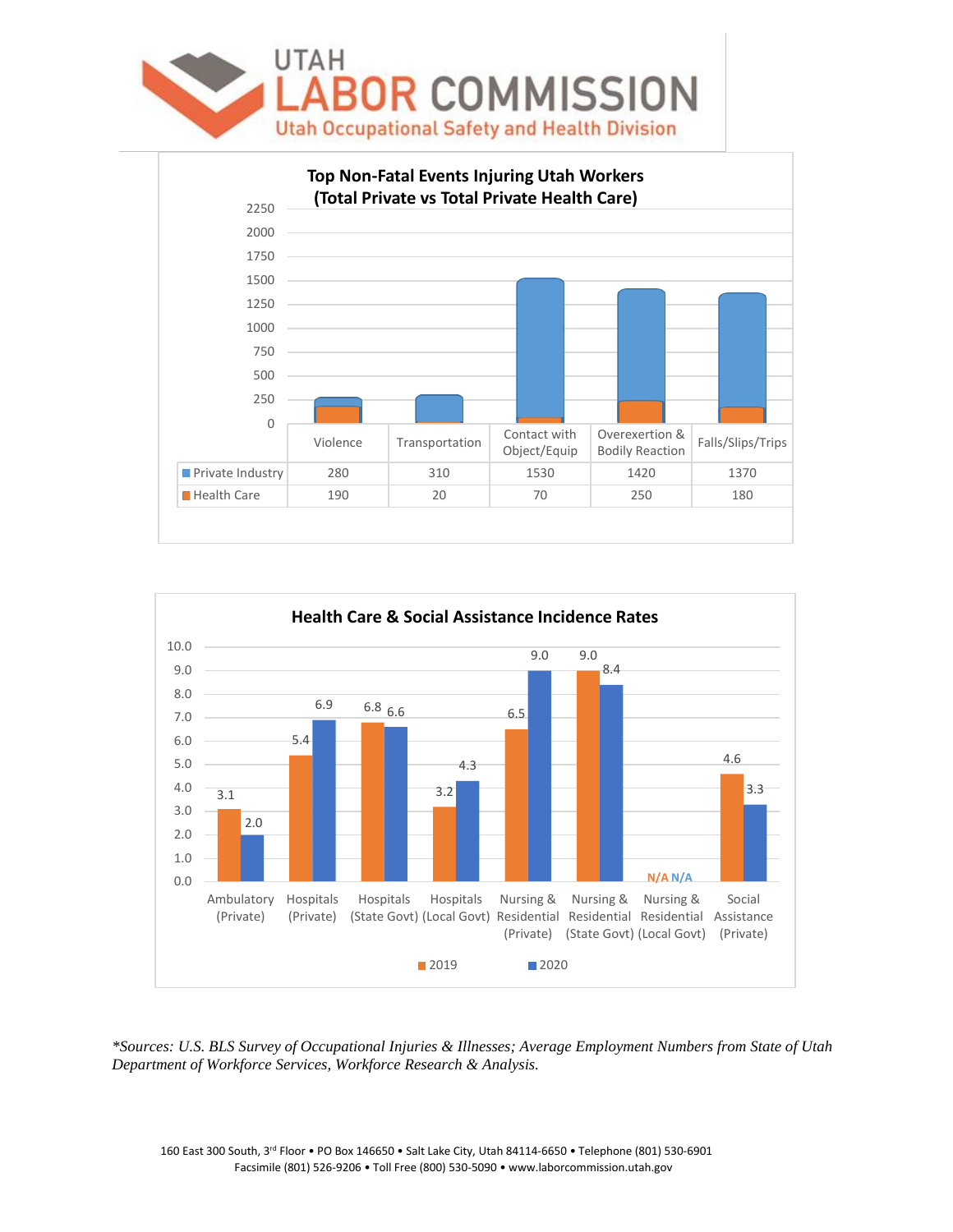# UTAH LABOR COMMISSION

Utah Occupational Safety and Health Division

## Top Non-Fatal Events Injuring Utah Workers (Total Private vs Total Private Health Care)

| | Violence | Transportation | Contact with Object/Equip | Overexertion & Bodily Reaction | Falls/Slips/Trips |
|---|---|---|---|---|---|
| Private Industry | 280 | 310 | 1530 | 1420 | 1370 |
| Health Care | 190 | 20 | 70 | 250 | 180 |

## Health Care & Social Assistance Incidence Rates

| | 2019 | 2020 |
|---|---|---|
| Ambulatory (Private) | 3.1 | 2.0 |
| Hospitals (Private) | 5.4 | 6.9 |
| Hospitals (State Govt) | 6.8 | 6.6 |
| Hospitals (Local Govt) | 3.2 | 4.3 |
| Nursing & Residential (Private) | 6.5 | 9.0 |
| Nursing & Residential (State Govt) | 9.0 | 8.4 |
| Nursing & Residential (Local Govt) | N/A | N/A |
| Social Assistance (Private) | 4.6 | 3.3 |

*\*Sources: U.S. BLS Survey of Occupational Injuries & Illnesses; Average Employment Numbers from State of Utah Department of Workforce Services, Workforce Research & Analysis.*

160 East 300 South, 3rd Floor • PO Box 146650 • Salt Lake City, Utah 84114-6650 • Telephone (801) 530-6901
Facsimile (801) 526-9206 • Toll Free (800) 530-5090 • www.laborcommission.utah.gov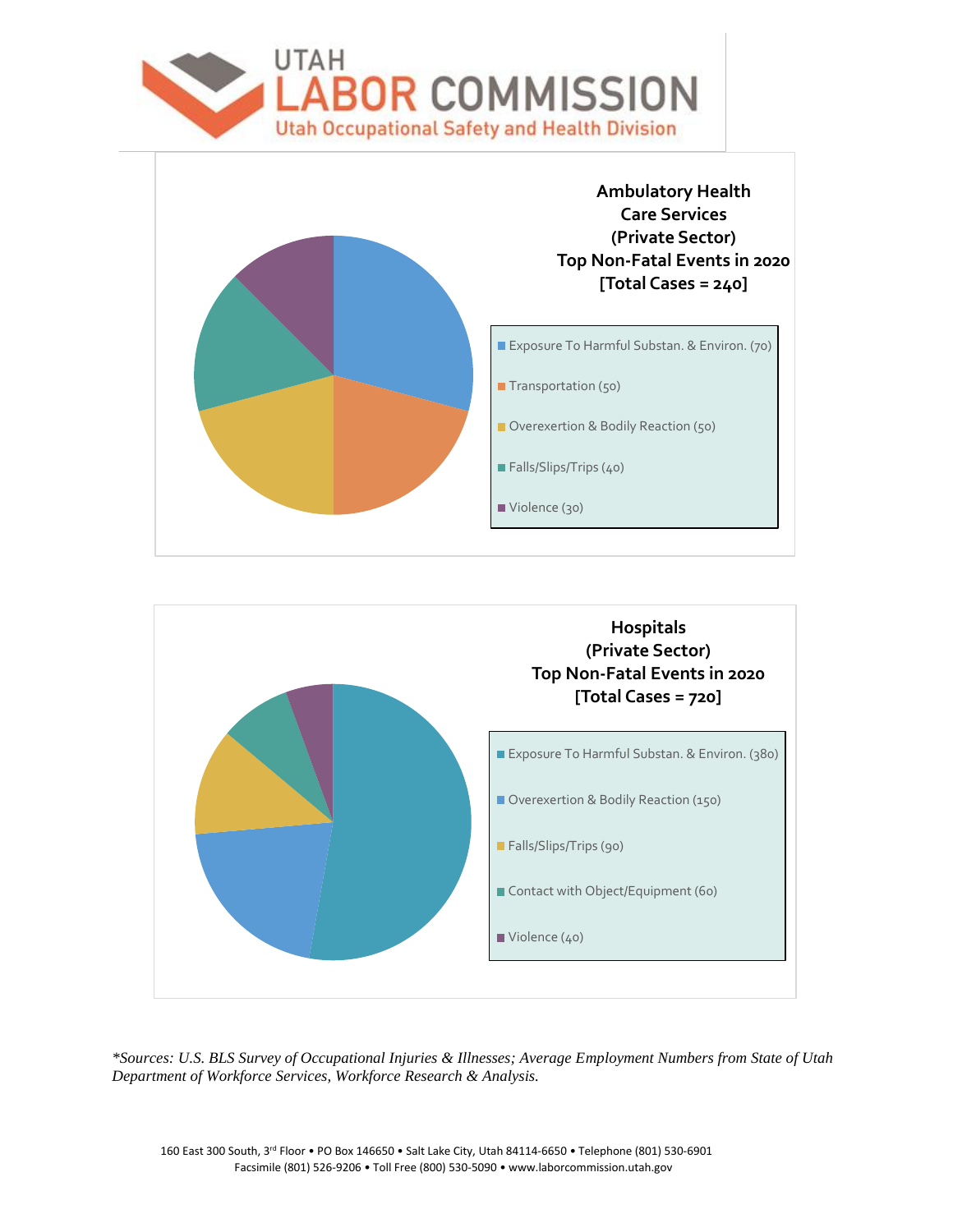## Ambulatory Health Care Services (Private Sector) Top Non-Fatal Events in 2020 [Total Cases = 240]

- Exposure To Harmful Substan. & Environ. (70)
- Transportation (50)
- Overexertion & Bodily Reaction (50)
- Falls/Slips/Trips (40)
- Violence (30)

## Hospitals (Private Sector) Top Non-Fatal Events in 2020 [Total Cases = 720]

- Exposure To Harmful Substan. & Environ. (380)
- Overexertion & Bodily Reaction (150)
- Falls/Slips/Trips (90)
- Contact with Object/Equipment (60)
- Violence (40)

*\*Sources: U.S. BLS Survey of Occupational Injuries & Illnesses; Average Employment Numbers from State of Utah Department of Workforce Services, Workforce Research & Analysis.*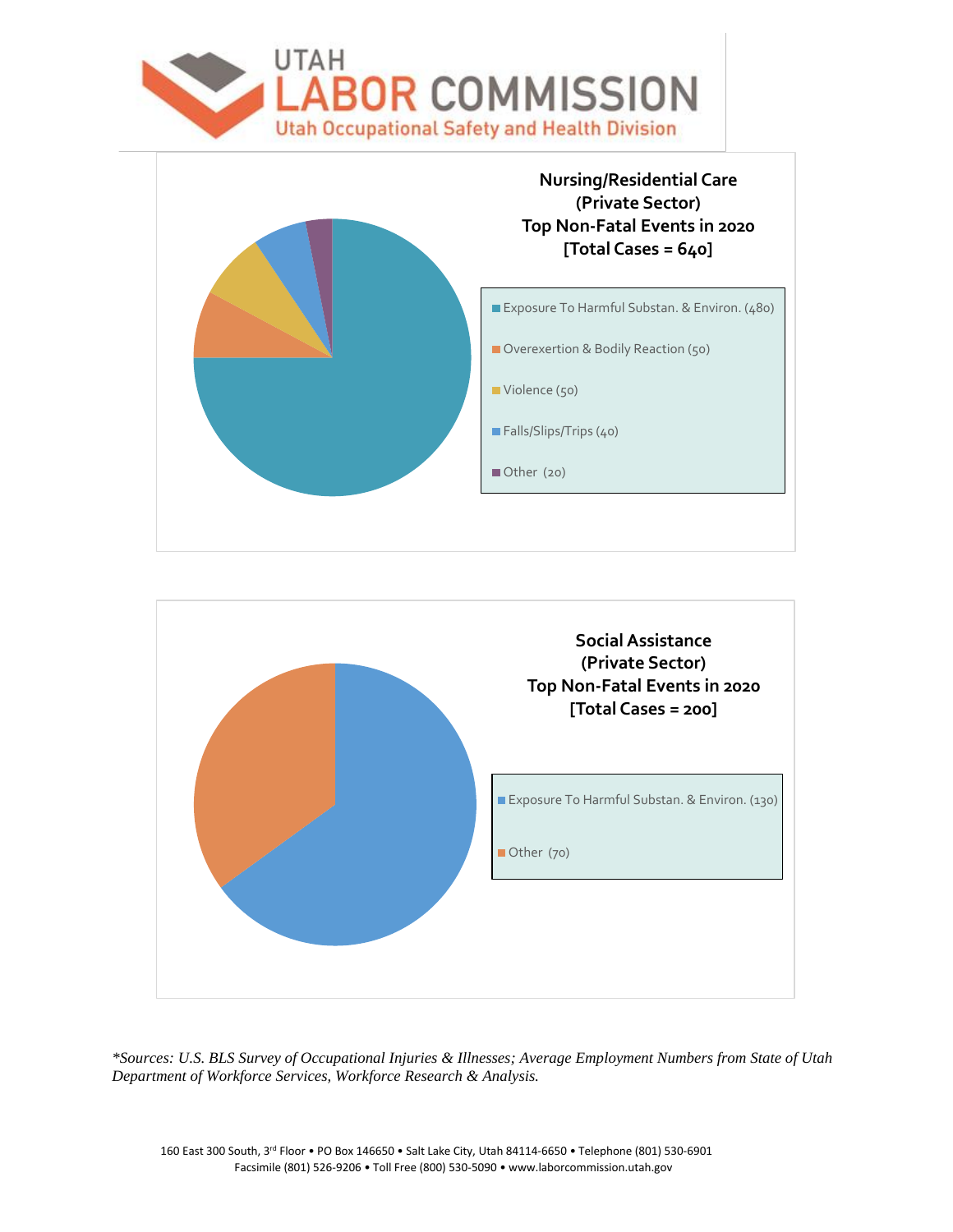**Nursing/Residential Care (Private Sector) Top Non-Fatal Events in 2020 [Total Cases = 640]**

- Exposure To Harmful Substan. & Environ. (480)
- Overexertion & Bodily Reaction (50)
- Violence (50)
- Falls/Slips/Trips (40)
- Other (20)

**Social Assistance (Private Sector) Top Non-Fatal Events in 2020 [Total Cases = 200]**

- Exposure To Harmful Substan. & Environ. (130)
- Other (70)

*\*Sources: U.S. BLS Survey of Occupational Injuries & Illnesses; Average Employment Numbers from State of Utah Department of Workforce Services, Workforce Research & Analysis.*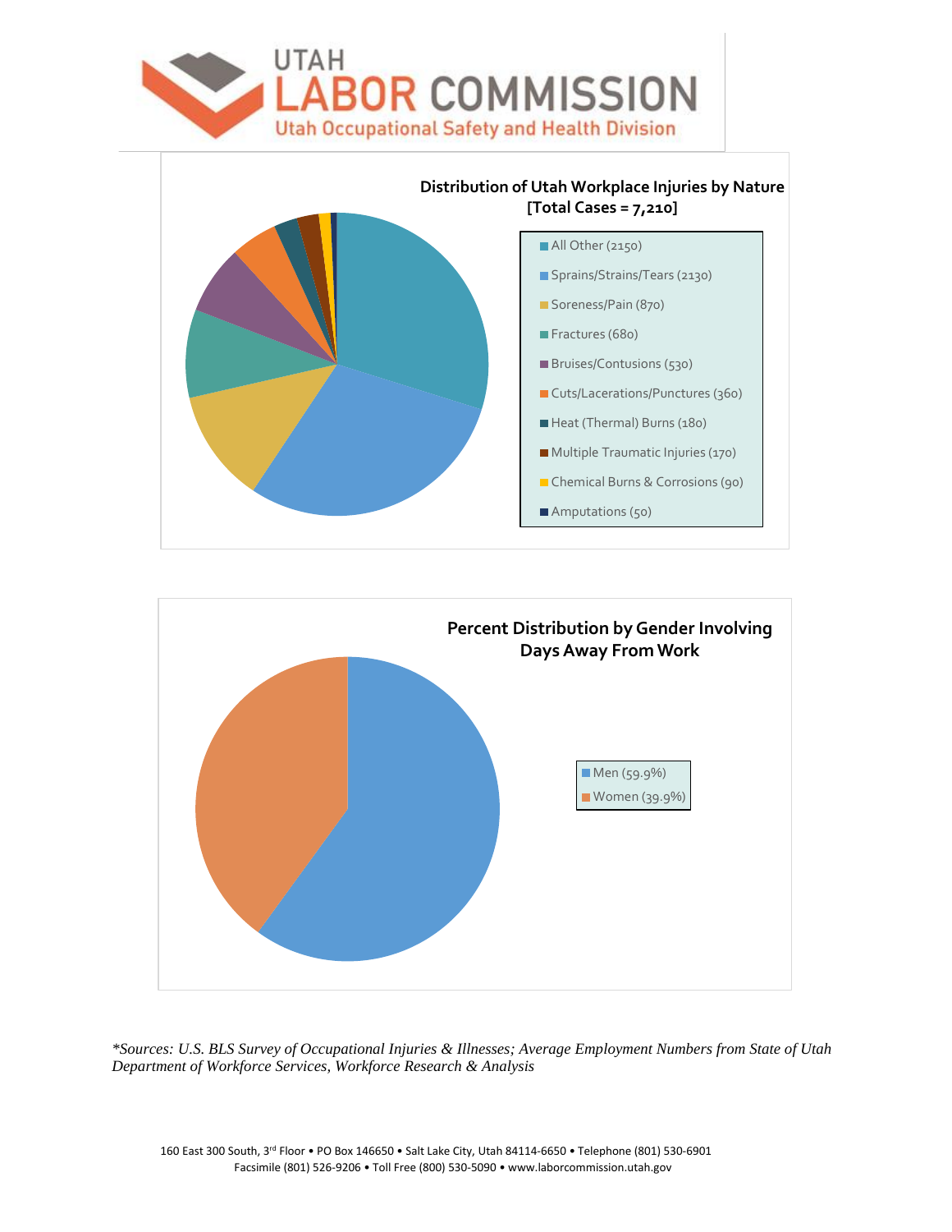# UTAH LABOR COMMISSION

Utah Occupational Safety and Health Division

## Distribution of Utah Workplace Injuries by Nature [Total Cases = 7,210]

- All Other (2150)
- Sprains/Strains/Tears (2130)
- Soreness/Pain (870)
- Fractures (680)
- Bruises/Contusions (530)
- Cuts/Lacerations/Punctures (360)
- Heat (Thermal) Burns (180)
- Multiple Traumatic Injuries (170)
- Chemical Burns & Corrosions (90)
- Amputations (50)

## Percent Distribution by Gender Involving Days Away From Work

- Men (59.9%)
- Women (39.9%)

*\*Sources: U.S. BLS Survey of Occupational Injuries & Illnesses; Average Employment Numbers from State of Utah Department of Workforce Services, Workforce Research & Analysis*

160 East 300 South, 3rd Floor • PO Box 146650 • Salt Lake City, Utah 84114-6650 • Telephone (801) 530-6901
Facsimile (801) 526-9206 • Toll Free (800) 530-5090 • www.laborcommission.utah.gov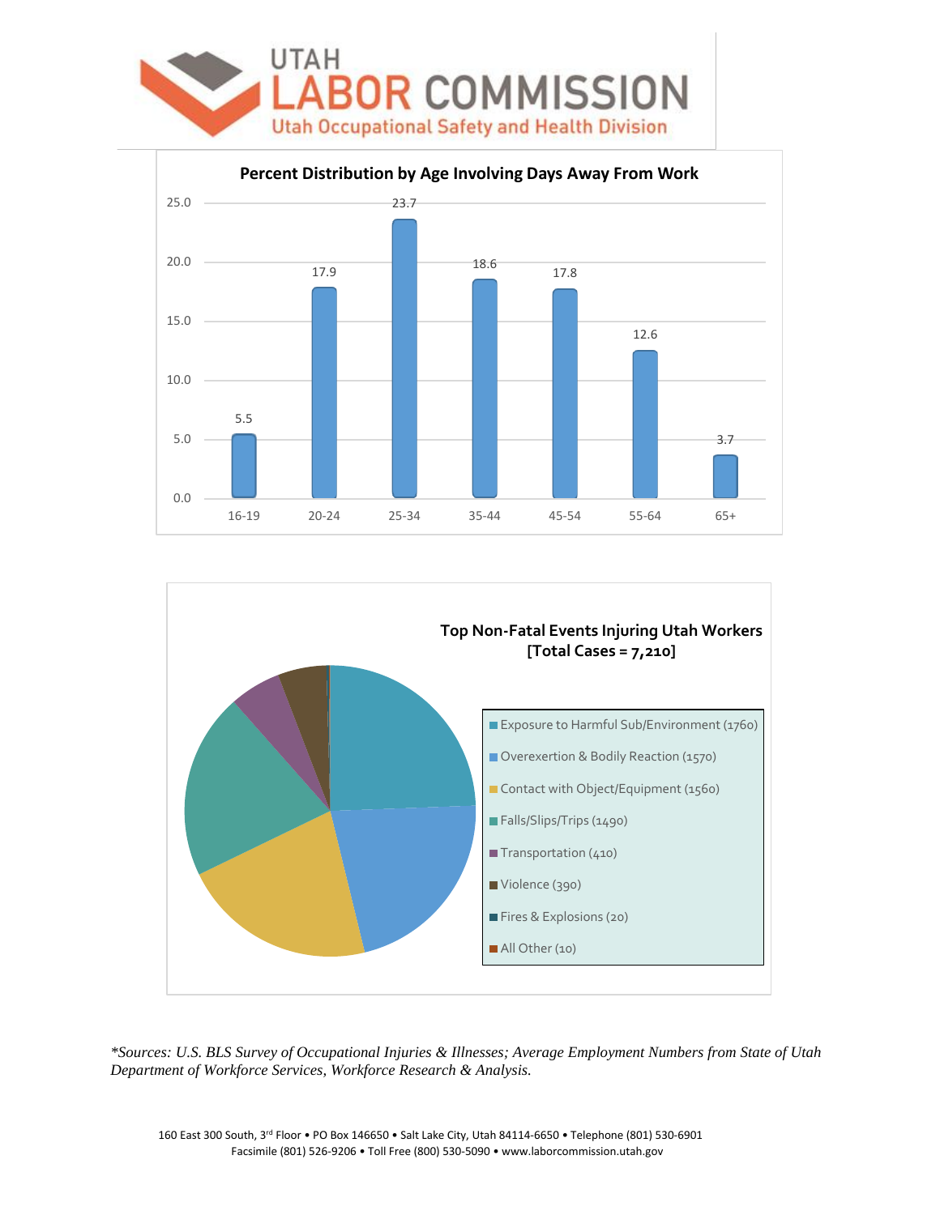# UTAH LABOR COMMISSION

Utah Occupational Safety and Health Division

## Percent Distribution by Age Involving Days Away From Work

| Age | Percent |
|---|---|
| 16-19 | 5.5 |
| 20-24 | 17.9 |
| 25-34 | 23.7 |
| 35-44 | 18.6 |
| 45-54 | 17.8 |
| 55-64 | 12.6 |
| 65+ | 3.7 |

## Top Non-Fatal Events Injuring Utah Workers [Total Cases = 7,210]

- Exposure to Harmful Sub/Environment (1760)
- Overexertion & Bodily Reaction (1570)
- Contact with Object/Equipment (1560)
- Falls/Slips/Trips (1490)
- Transportation (410)
- Violence (390)
- Fires & Explosions (20)
- All Other (10)

*\*Sources: U.S. BLS Survey of Occupational Injuries & Illnesses; Average Employment Numbers from State of Utah Department of Workforce Services, Workforce Research & Analysis.*

160 East 300 South, 3rd Floor • PO Box 146650 • Salt Lake City, Utah 84114-6650 • Telephone (801) 530-6901
Facsimile (801) 526-9206 • Toll Free (800) 530-5090 • www.laborcommission.utah.gov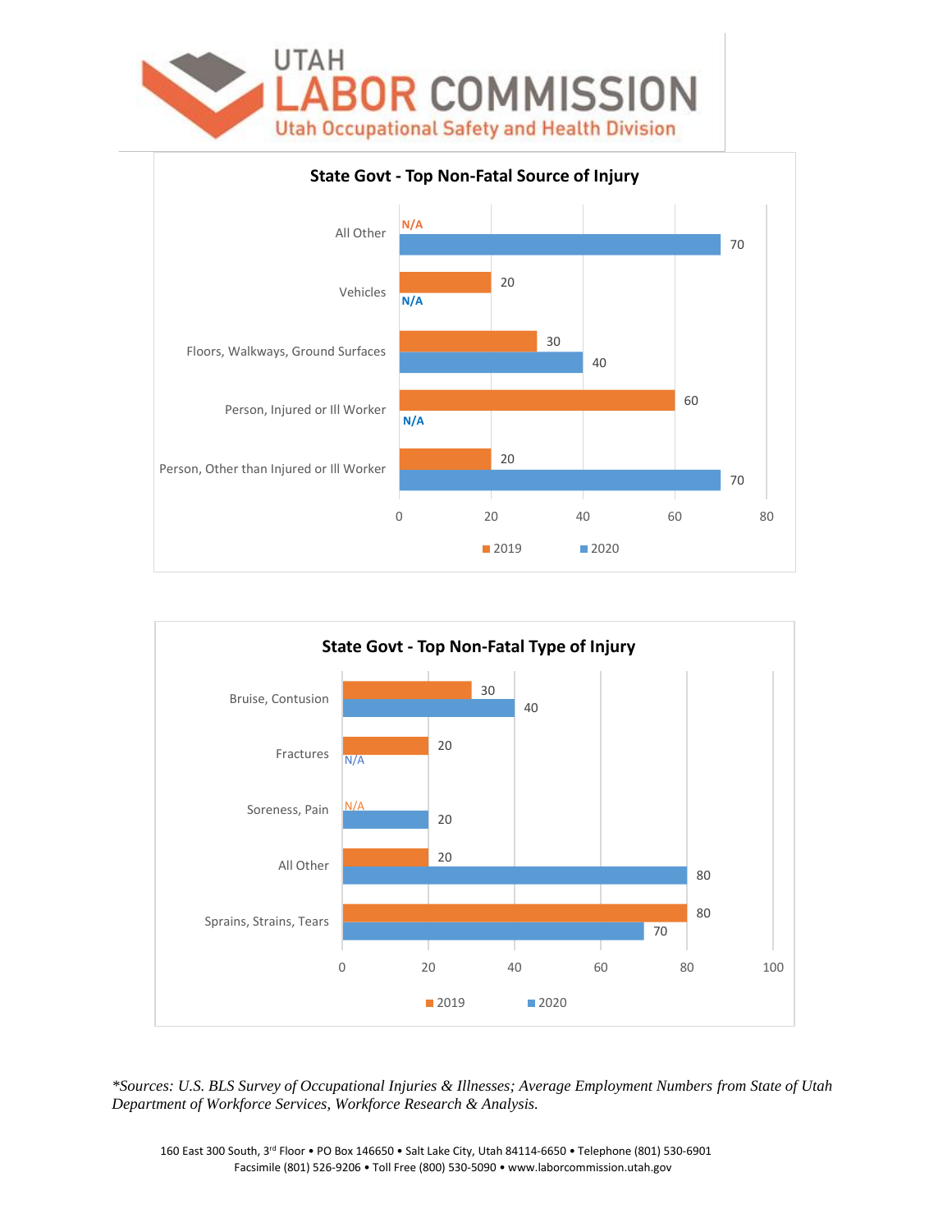UTAH LABOR COMMISSION
Utah Occupational Safety and Health Division

## State Govt - Top Non-Fatal Source of Injury

| Source | 2019 | 2020 |
|---|---|---|
| All Other | N/A | 70 |
| Vehicles | 20 | N/A |
| Floors, Walkways, Ground Surfaces | 30 | 40 |
| Person, Injured or Ill Worker | 60 | N/A |
| Person, Other than Injured or Ill Worker | 20 | 70 |

## State Govt - Top Non-Fatal Type of Injury

| Type | 2019 | 2020 |
|---|---|---|
| Bruise, Contusion | 30 | 40 |
| Fractures | 20 | N/A |
| Soreness, Pain | N/A | 20 |
| All Other | 20 | 80 |
| Sprains, Strains, Tears | 80 | 70 |

*\*Sources: U.S. BLS Survey of Occupational Injuries & Illnesses; Average Employment Numbers from State of Utah Department of Workforce Services, Workforce Research & Analysis.*

160 East 300 South, 3rd Floor • PO Box 146650 • Salt Lake City, Utah 84114-6650 • Telephone (801) 530-6901
Facsimile (801) 526-9206 • Toll Free (800) 530-5090 • www.laborcommission.utah.gov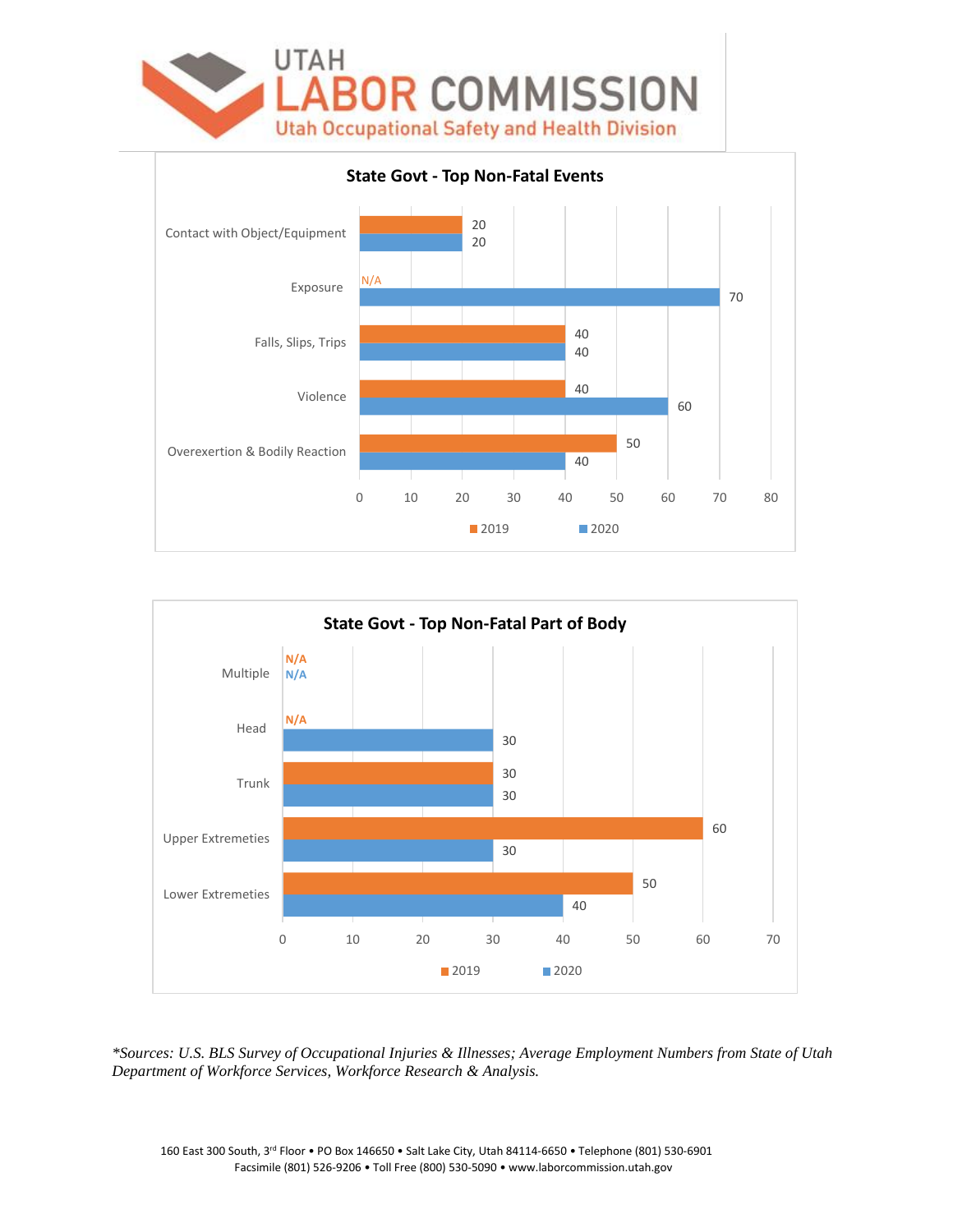UTAH LABOR COMMISSION
Utah Occupational Safety and Health Division

## State Govt - Top Non-Fatal Events

| Event | 2019 | 2020 |
| --- | --- | --- |
| Contact with Object/Equipment | 20 | 20 |
| Exposure | N/A | 70 |
| Falls, Slips, Trips | 40 | 40 |
| Violence | 40 | 60 |
| Overexertion & Bodily Reaction | 50 | 40 |

## State Govt - Top Non-Fatal Part of Body

| Part of Body | 2019 | 2020 |
| --- | --- | --- |
| Multiple | N/A | N/A |
| Head | N/A | 30 |
| Trunk | 30 | 30 |
| Upper Extremeties | 60 | 30 |
| Lower Extremeties | 50 | 40 |

*\*Sources: U.S. BLS Survey of Occupational Injuries & Illnesses; Average Employment Numbers from State of Utah Department of Workforce Services, Workforce Research & Analysis.*

160 East 300 South, 3rd Floor • PO Box 146650 • Salt Lake City, Utah 84114-6650 • Telephone (801) 530-6901
Facsimile (801) 526-9206 • Toll Free (800) 530-5090 • www.laborcommission.utah.gov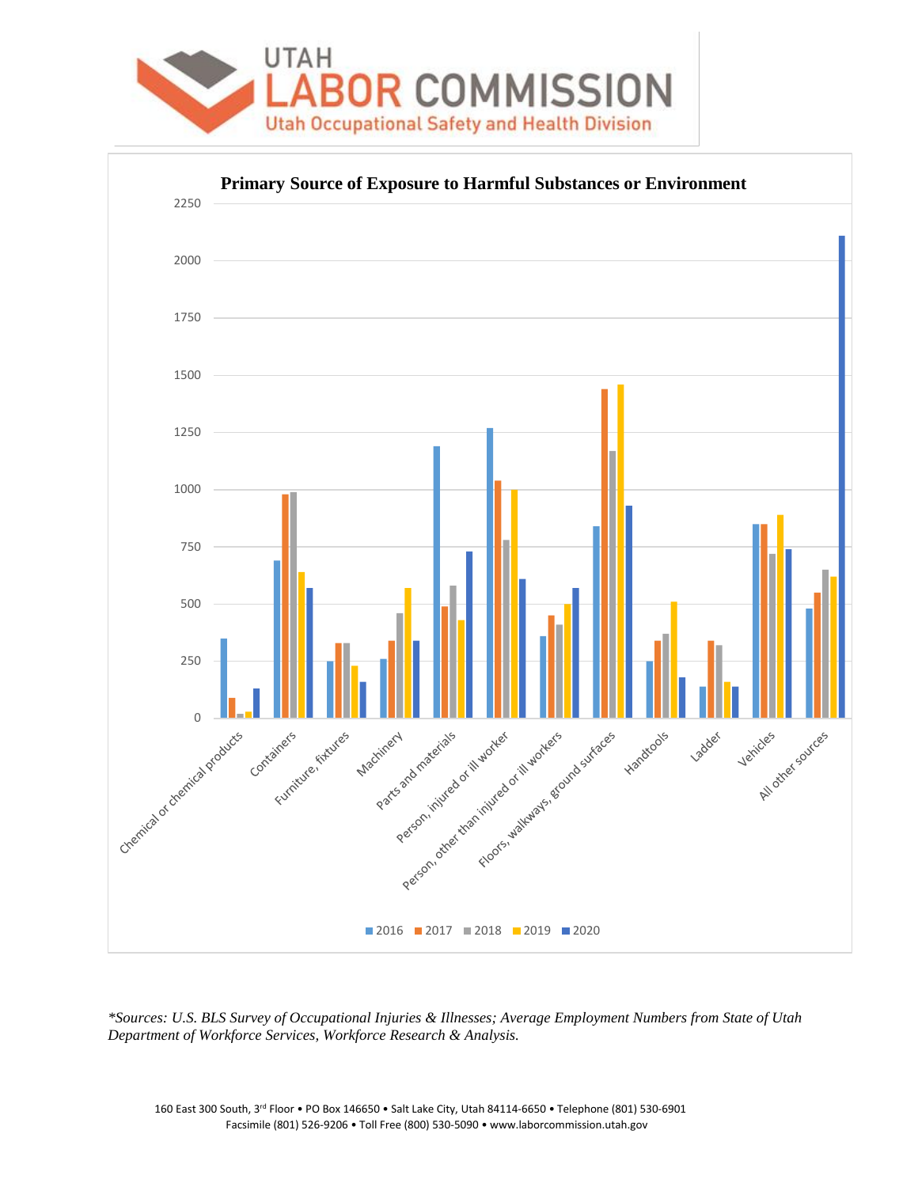**Primary Source of Exposure to Harmful Substances or Environment**

*\*Sources: U.S. BLS Survey of Occupational Injuries & Illnesses; Average Employment Numbers from State of Utah Department of Workforce Services, Workforce Research & Analysis.*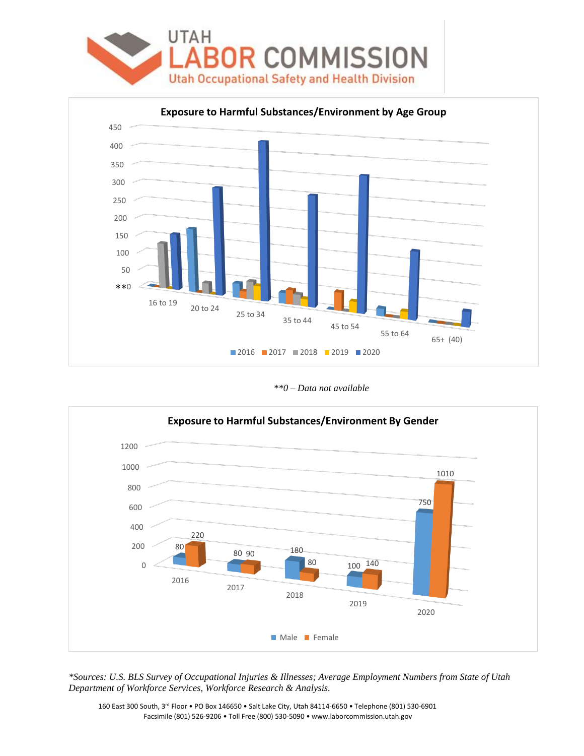**UTAH LABOR COMMISSION**
Utah Occupational Safety and Health Division

**Exposure to Harmful Substances/Environment by Age Group**

450
400
350
300
250
200
150
100
50
**0

16 to 19 | 20 to 24 | 25 to 34 | 35 to 44 | 45 to 54 | 55 to 64 | 65+ (40)

2016 | 2017 | 2018 | 2019 | 2020

*\*\*0 – Data not available*

**Exposure to Harmful Substances/Environment By Gender**

| Year | Male | Female |
|---|---|---|
| 2016 | 80 | 220 |
| 2017 | 80 | 90 |
| 2018 | 180 | 80 |
| 2019 | 100 | 140 |
| 2020 | 750 | 1010 |

*\*Sources: U.S. BLS Survey of Occupational Injuries & Illnesses; Average Employment Numbers from State of Utah Department of Workforce Services, Workforce Research & Analysis.*

160 East 300 South, 3rd Floor • PO Box 146650 • Salt Lake City, Utah 84114-6650 • Telephone (801) 530-6901
Facsimile (801) 526-9206 • Toll Free (800) 530-5090 • www.laborcommission.utah.gov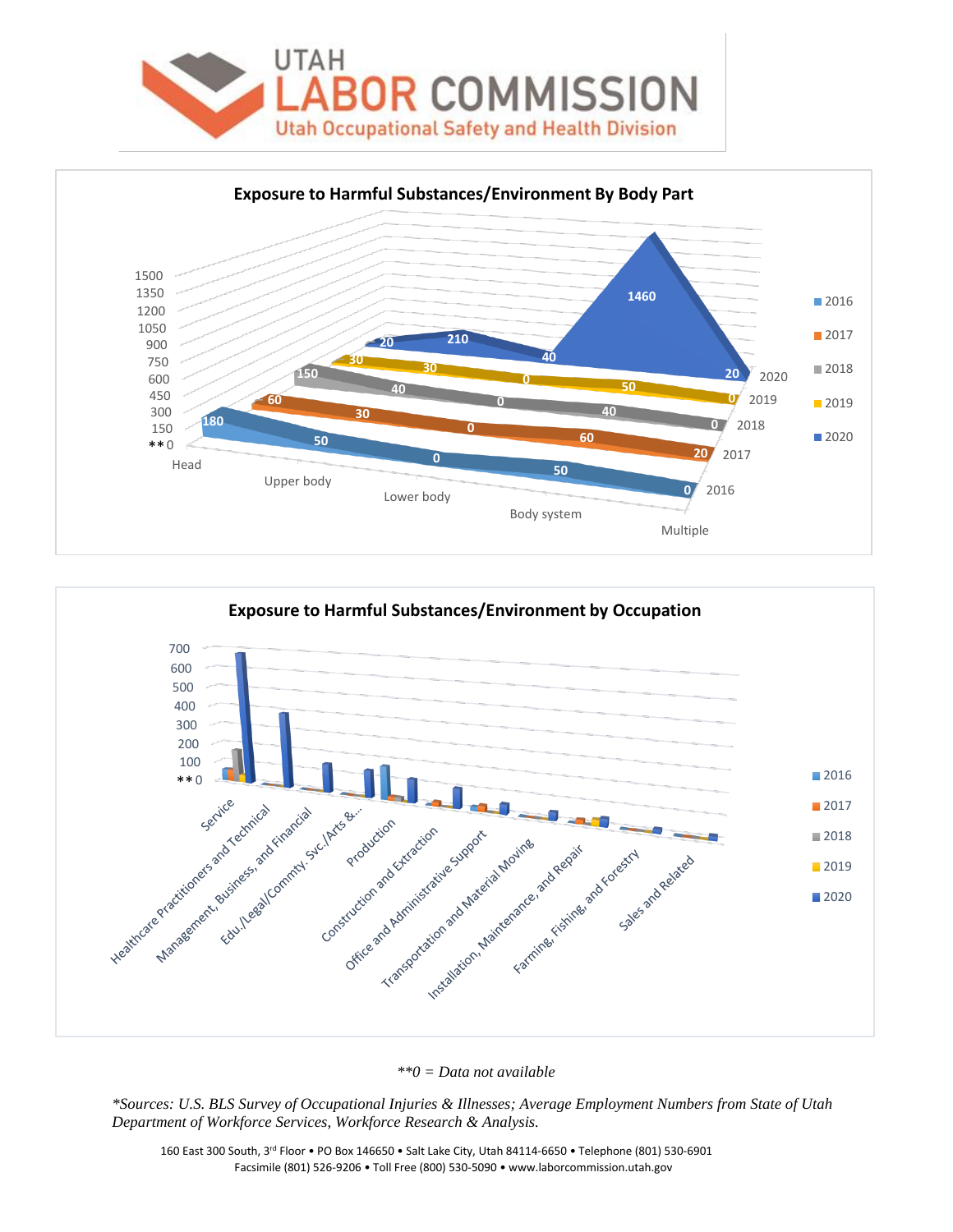UTAH
LABOR COMMISSION
Utah Occupational Safety and Health Division

**Exposure to Harmful Substances/Environment By Body Part**

1500
1350
1200
1050
900
750
600
450
300
150
**0

Head
Upper body
Lower body
Body system
Multiple

2016: 180, 50, 0, 50, 0
2017: 60, 30, 0, 60, 20
2018: 150, 40, 0, 40, 0
2019: 30, 30, 0, 50, 0
2020: 20, 210, 40, 1460, 20

2016
2017
2018
2019
2020

**Exposure to Harmful Substances/Environment by Occupation**

700
600
500
400
300
200
100
**0

Service
Healthcare Practitioners and Technical
Management, Business, and Financial
Edu./Legal/Commty. Svc./Arts &...
Production
Construction and Extraction
Office and Administrative Support
Transportation and Material Moving
Installation, Maintenance, and Repair
Farming, Fishing, and Forestry
Sales and Related

2016
2017
2018
2019
2020

*\*\*0 = Data not available*

*\*Sources: U.S. BLS Survey of Occupational Injuries & Illnesses; Average Employment Numbers from State of Utah Department of Workforce Services, Workforce Research & Analysis.*

160 East 300 South, 3rd Floor • PO Box 146650 • Salt Lake City, Utah 84114-6650 • Telephone (801) 530-6901
Facsimile (801) 526-9206 • Toll Free (800) 530-5090 • www.laborcommission.utah.gov